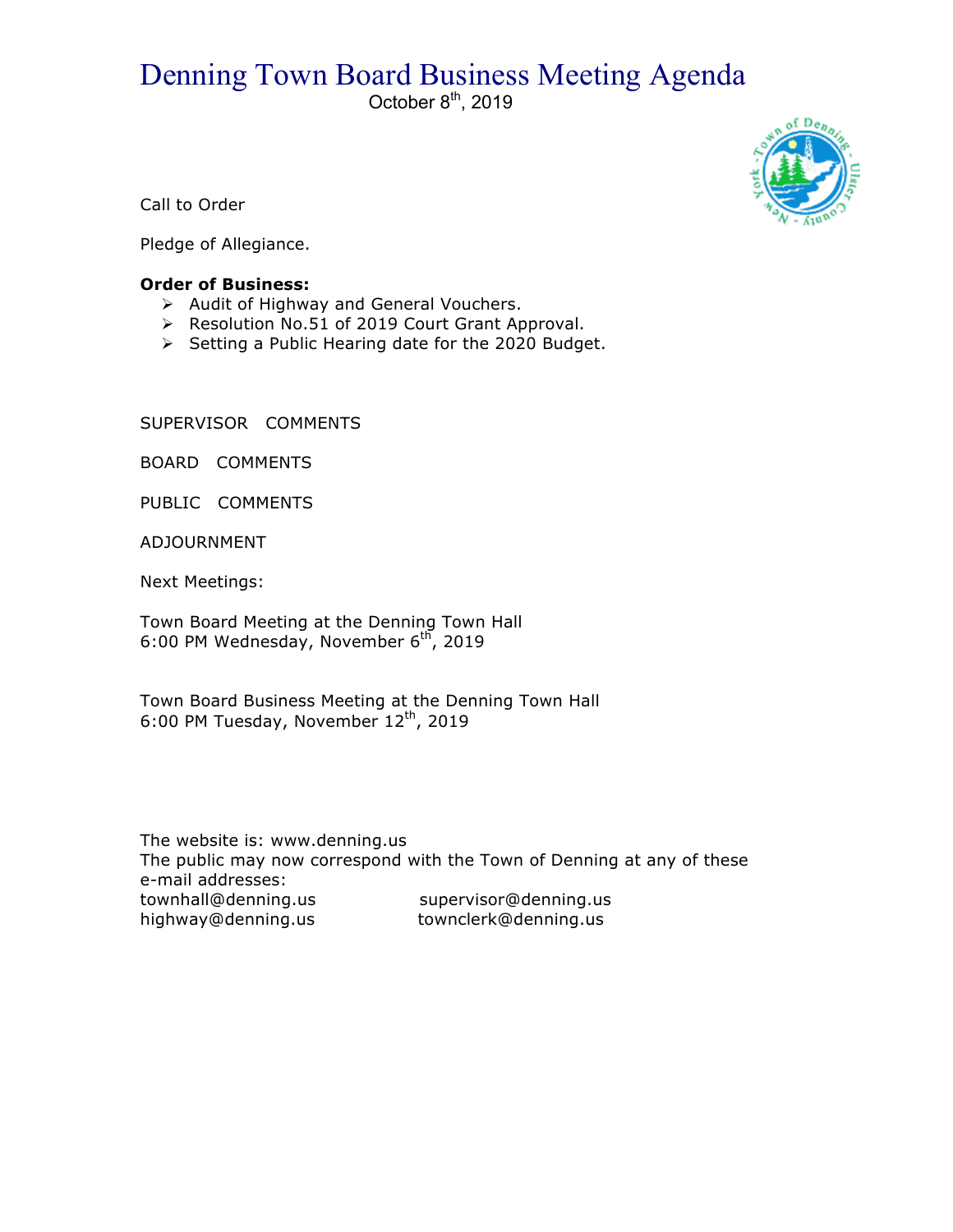# Denning Town Board Business Meeting Agenda

October 8th, 2019

Call to Order

Pledge of Allegiance.

**Order of Business:**

- Audit of Highway and General Vouchers.
- Resolution No.51 of 2019 Court Grant Approval.
- Setting a Public Hearing date for the 2020 Budget.

SUPERVISOR COMMENTS

BOARD COMMENTS

PUBLIC COMMENTS

ADJOURNMENT

Next Meetings:

Town Board Meeting at the Denning Town Hall
6:00 PM Wednesday, November 6th, 2019

Town Board Business Meeting at the Denning Town Hall
6:00 PM Tuesday, November 12th, 2019

The website is: www.denning.us
The public may now correspond with the Town of Denning at any of these e-mail addresses:

townhall@denning.us supervisor@denning.us
highway@denning.us townclerk@denning.us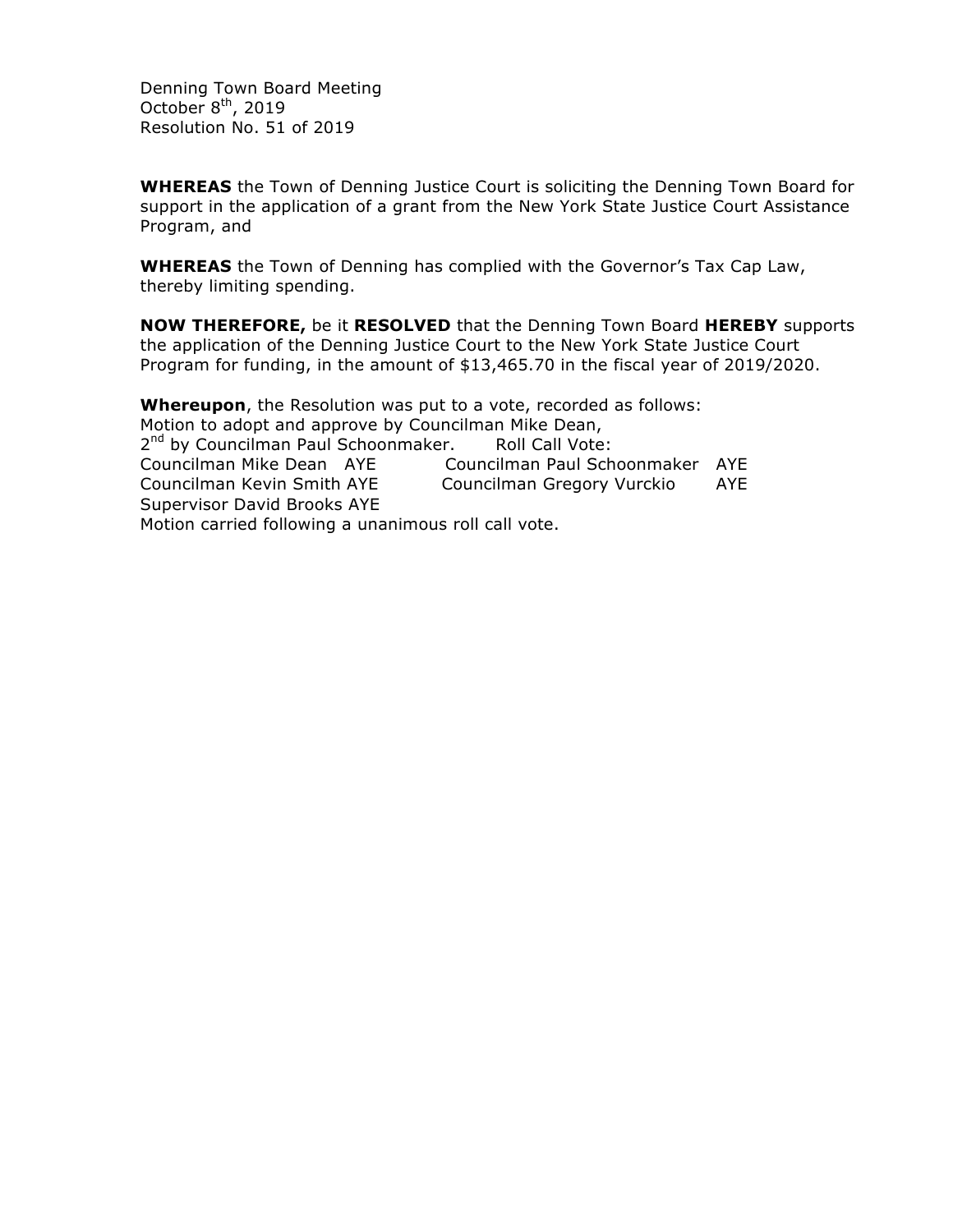Denning Town Board Meeting
October 8th, 2019
Resolution No. 51 of 2019

**WHEREAS** the Town of Denning Justice Court is soliciting the Denning Town Board for support in the application of a grant from the New York State Justice Court Assistance Program, and

**WHEREAS** the Town of Denning has complied with the Governor's Tax Cap Law, thereby limiting spending.

**NOW THEREFORE,** be it **RESOLVED** that the Denning Town Board **HEREBY** supports the application of the Denning Justice Court to the New York State Justice Court Program for funding, in the amount of $13,465.70 in the fiscal year of 2019/2020.

**Whereupon**, the Resolution was put to a vote, recorded as follows:
Motion to adopt and approve by Councilman Mike Dean,
2nd by Councilman Paul Schoonmaker. Roll Call Vote:
Councilman Mike Dean AYE Councilman Paul Schoonmaker AYE
Councilman Kevin Smith AYE Councilman Gregory Vurckio AYE
Supervisor David Brooks AYE
Motion carried following a unanimous roll call vote.